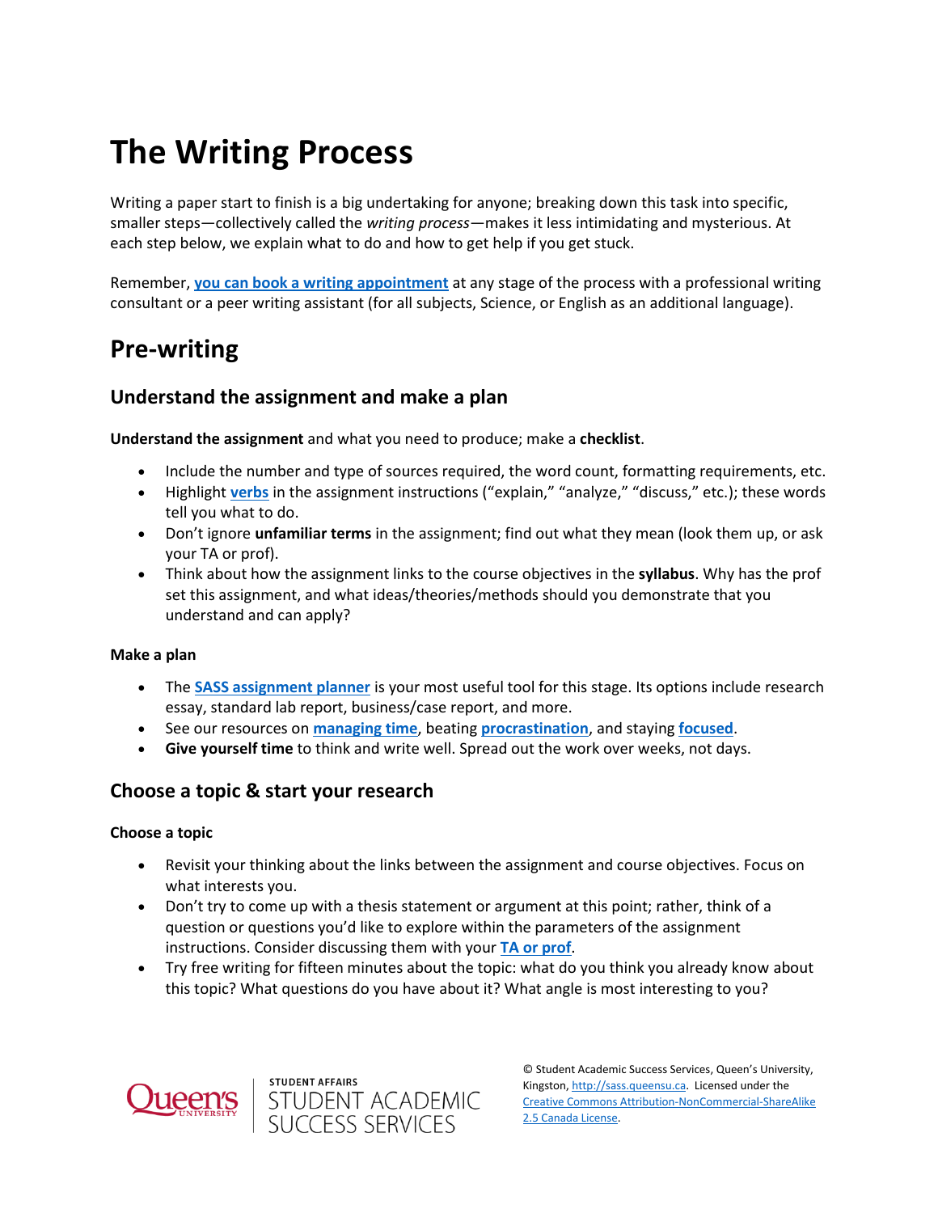# The Writing Process

Writing a paper start to finish is a big undertaking for anyone; breaking down this task into specific, smaller steps—collectively called the *writing process*—makes it less intimidating and mysterious. At each step below, we explain what to do and how to get help if you get stuck.

Remember, **you can book a writing appointment** at any stage of the process with a professional writing consultant or a peer writing assistant (for all subjects, Science, or English as an additional language).

## Pre-writing

### Understand the assignment and make a plan

**Understand the assignment** and what you need to produce; make a **checklist**.

- Include the number and type of sources required, the word count, formatting requirements, etc.
- Highlight **verbs** in the assignment instructions ("explain," "analyze," "discuss," etc.); these words tell you what to do.
- Don't ignore **unfamiliar terms** in the assignment; find out what they mean (look them up, or ask your TA or prof).
- Think about how the assignment links to the course objectives in the **syllabus**. Why has the prof set this assignment, and what ideas/theories/methods should you demonstrate that you understand and can apply?

#### Make a plan

- The **SASS assignment planner** is your most useful tool for this stage. Its options include research essay, standard lab report, business/case report, and more.
- See our resources on **managing time**, beating **procrastination**, and staying **focused**.
- **Give yourself time** to think and write well. Spread out the work over weeks, not days.

### Choose a topic & start your research

#### Choose a topic

- Revisit your thinking about the links between the assignment and course objectives. Focus on what interests you.
- Don't try to come up with a thesis statement or argument at this point; rather, think of a question or questions you'd like to explore within the parameters of the assignment instructions. Consider discussing them with your **TA or prof**.
- Try free writing for fifteen minutes about the topic: what do you think you already know about this topic? What questions do you have about it? What angle is most interesting to you?

© Student Academic Success Services, Queen's University, Kingston, http://sass.queensu.ca. Licensed under the Creative Commons Attribution-NonCommercial-ShareAlike 2.5 Canada License.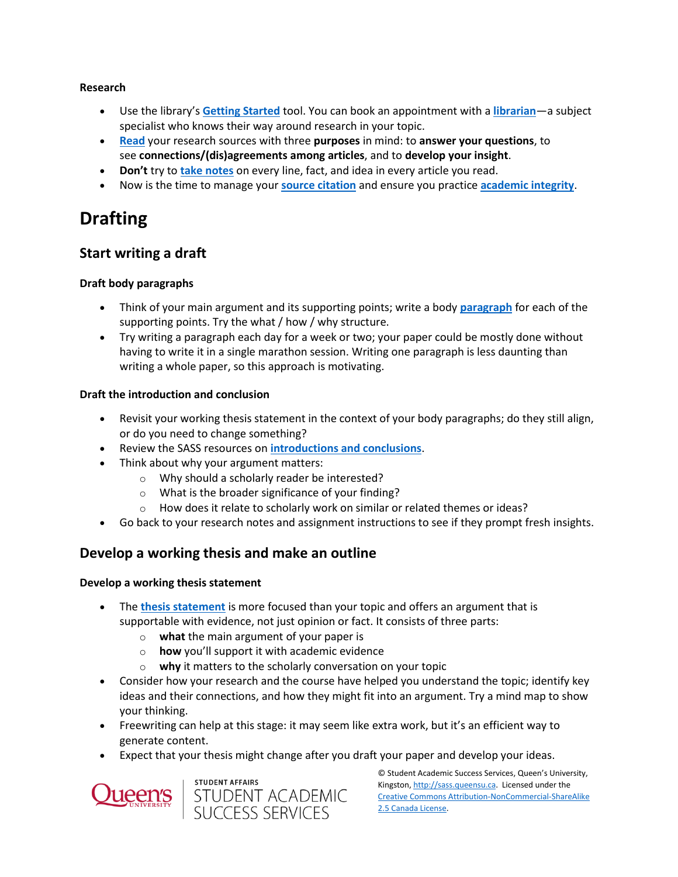**Research**

- Use the library's **Getting Started** tool. You can book an appointment with a **librarian**—a subject specialist who knows their way around research in your topic.
- **Read** your research sources with three **purposes** in mind: to **answer your questions**, to see **connections/(dis)agreements among articles**, and to **develop your insight**.
- **Don't** try to **take notes** on every line, fact, and idea in every article you read.
- Now is the time to manage your **source citation** and ensure you practice **academic integrity**.

# Drafting

## Start writing a draft

**Draft body paragraphs**

- Think of your main argument and its supporting points; write a body **paragraph** for each of the supporting points. Try the what / how / why structure.
- Try writing a paragraph each day for a week or two; your paper could be mostly done without having to write it in a single marathon session. Writing one paragraph is less daunting than writing a whole paper, so this approach is motivating.

**Draft the introduction and conclusion**

- Revisit your working thesis statement in the context of your body paragraphs; do they still align, or do you need to change something?
- Review the SASS resources on **introductions and conclusions**.
- Think about why your argument matters:
  - Why should a scholarly reader be interested?
  - What is the broader significance of your finding?
  - How does it relate to scholarly work on similar or related themes or ideas?
- Go back to your research notes and assignment instructions to see if they prompt fresh insights.

## Develop a working thesis and make an outline

**Develop a working thesis statement**

- The **thesis statement** is more focused than your topic and offers an argument that is supportable with evidence, not just opinion or fact. It consists of three parts:
  - **what** the main argument of your paper is
  - **how** you'll support it with academic evidence
  - **why** it matters to the scholarly conversation on your topic
- Consider how your research and the course have helped you understand the topic; identify key ideas and their connections, and how they might fit into an argument. Try a mind map to show your thinking.
- Freewriting can help at this stage: it may seem like extra work, but it's an efficient way to generate content.
- Expect that your thesis might change after you draft your paper and develop your ideas.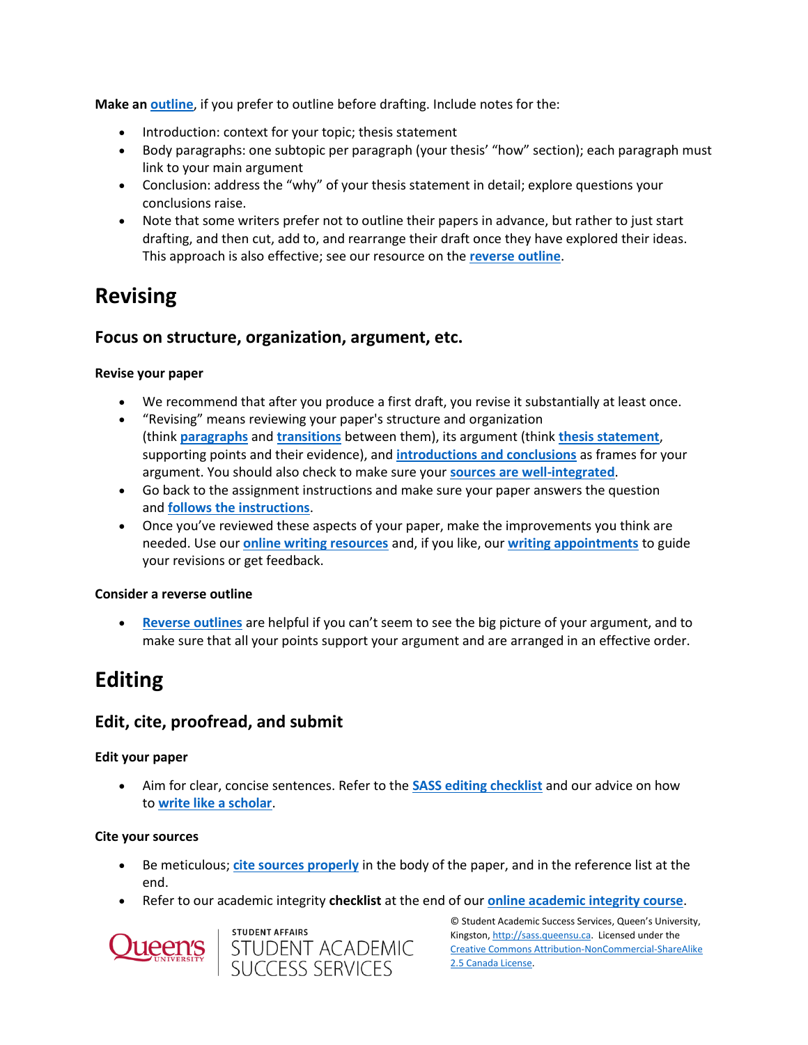**Make an outline**, if you prefer to outline before drafting. Include notes for the:

- Introduction: context for your topic; thesis statement
- Body paragraphs: one subtopic per paragraph (your thesis' "how" section); each paragraph must link to your main argument
- Conclusion: address the "why" of your thesis statement in detail; explore questions your conclusions raise.
- Note that some writers prefer not to outline their papers in advance, but rather to just start drafting, and then cut, add to, and rearrange their draft once they have explored their ideas. This approach is also effective; see our resource on the **reverse outline**.

# Revising

## Focus on structure, organization, argument, etc.

**Revise your paper**

- We recommend that after you produce a first draft, you revise it substantially at least once.
- "Revising" means reviewing your paper's structure and organization (think **paragraphs** and **transitions** between them), its argument (think **thesis statement**, supporting points and their evidence), and **introductions and conclusions** as frames for your argument. You should also check to make sure your **sources are well-integrated**.
- Go back to the assignment instructions and make sure your paper answers the question and **follows the instructions**.
- Once you've reviewed these aspects of your paper, make the improvements you think are needed. Use our **online writing resources** and, if you like, our **writing appointments** to guide your revisions or get feedback.

**Consider a reverse outline**

- **Reverse outlines** are helpful if you can't seem to see the big picture of your argument, and to make sure that all your points support your argument and are arranged in an effective order.

# Editing

## Edit, cite, proofread, and submit

**Edit your paper**

- Aim for clear, concise sentences. Refer to the **SASS editing checklist** and our advice on how to **write like a scholar**.

**Cite your sources**

- Be meticulous; **cite sources properly** in the body of the paper, and in the reference list at the end.
- Refer to our academic integrity **checklist** at the end of our **online academic integrity course**.

© Student Academic Success Services, Queen's University, Kingston, http://sass.queensu.ca. Licensed under the Creative Commons Attribution-NonCommercial-ShareAlike 2.5 Canada License.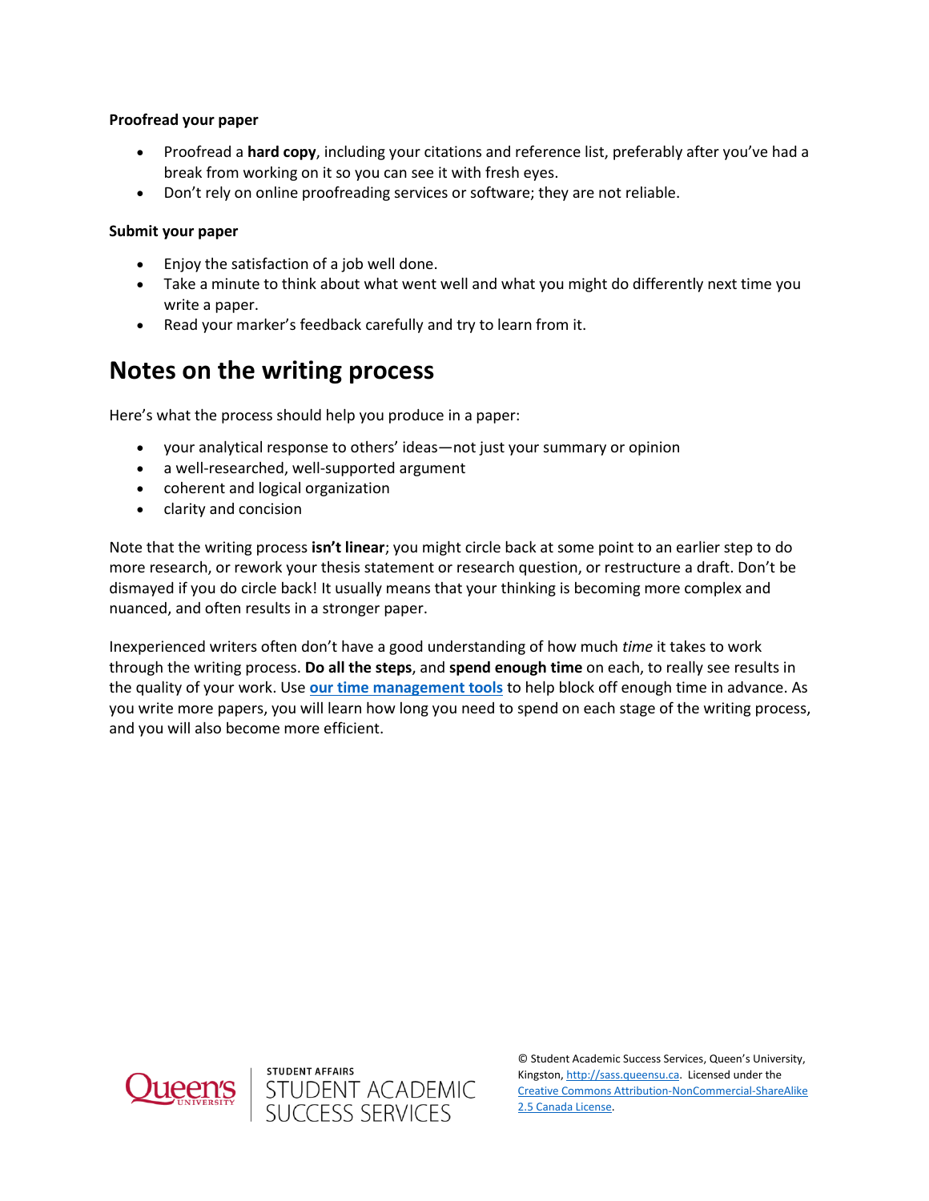**Proofread your paper**

- Proofread a **hard copy**, including your citations and reference list, preferably after you've had a break from working on it so you can see it with fresh eyes.
- Don't rely on online proofreading services or software; they are not reliable.

**Submit your paper**

- Enjoy the satisfaction of a job well done.
- Take a minute to think about what went well and what you might do differently next time you write a paper.
- Read your marker's feedback carefully and try to learn from it.

## Notes on the writing process

Here's what the process should help you produce in a paper:

- your analytical response to others' ideas—not just your summary or opinion
- a well-researched, well-supported argument
- coherent and logical organization
- clarity and concision

Note that the writing process **isn't linear**; you might circle back at some point to an earlier step to do more research, or rework your thesis statement or research question, or restructure a draft. Don't be dismayed if you do circle back! It usually means that your thinking is becoming more complex and nuanced, and often results in a stronger paper.

Inexperienced writers often don't have a good understanding of how much *time* it takes to work through the writing process. **Do all the steps**, and **spend enough time** on each, to really see results in the quality of your work. Use **our time management tools** to help block off enough time in advance. As you write more papers, you will learn how long you need to spend on each stage of the writing process, and you will also become more efficient.

Queen's University | STUDENT AFFAIRS STUDENT ACADEMIC SUCCESS SERVICES

© Student Academic Success Services, Queen's University, Kingston, http://sass.queensu.ca. Licensed under the Creative Commons Attribution-NonCommercial-ShareAlike 2.5 Canada License.